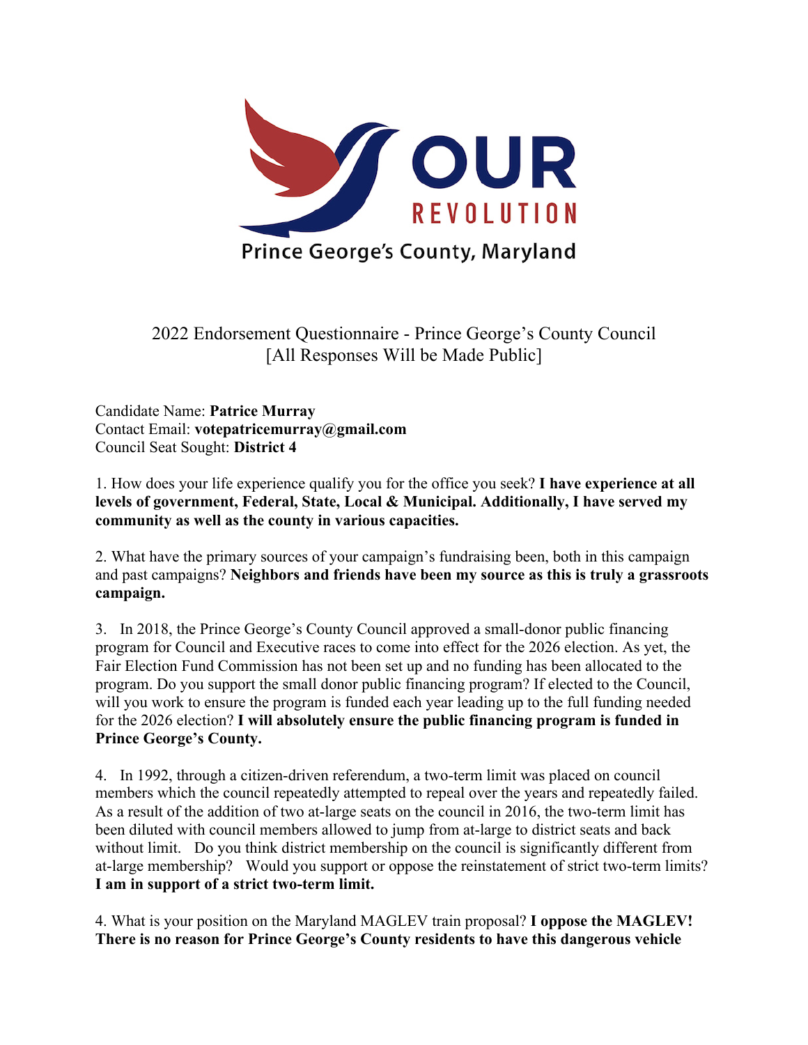OUR REVOLUTION

Prince George's County, Maryland

2022 Endorsement Questionnaire - Prince George's County Council
[All Responses Will be Made Public]

Candidate Name: **Patrice Murray**
Contact Email: **votepatricemurray@gmail.com**
Council Seat Sought: **District 4**

1. How does your life experience qualify you for the office you seek? **I have experience at all levels of government, Federal, State, Local & Municipal. Additionally, I have served my community as well as the county in various capacities.**

2. What have the primary sources of your campaign's fundraising been, both in this campaign and past campaigns? **Neighbors and friends have been my source as this is truly a grassroots campaign.**

3. In 2018, the Prince George's County Council approved a small-donor public financing program for Council and Executive races to come into effect for the 2026 election. As yet, the Fair Election Fund Commission has not been set up and no funding has been allocated to the program. Do you support the small donor public financing program? If elected to the Council, will you work to ensure the program is funded each year leading up to the full funding needed for the 2026 election? **I will absolutely ensure the public financing program is funded in Prince George's County.**

4. In 1992, through a citizen-driven referendum, a two-term limit was placed on council members which the council repeatedly attempted to repeal over the years and repeatedly failed. As a result of the addition of two at-large seats on the council in 2016, the two-term limit has been diluted with council members allowed to jump from at-large to district seats and back without limit. Do you think district membership on the council is significantly different from at-large membership? Would you support or oppose the reinstatement of strict two-term limits? **I am in support of a strict two-term limit.**

4. What is your position on the Maryland MAGLEV train proposal? **I oppose the MAGLEV! There is no reason for Prince George's County residents to have this dangerous vehicle**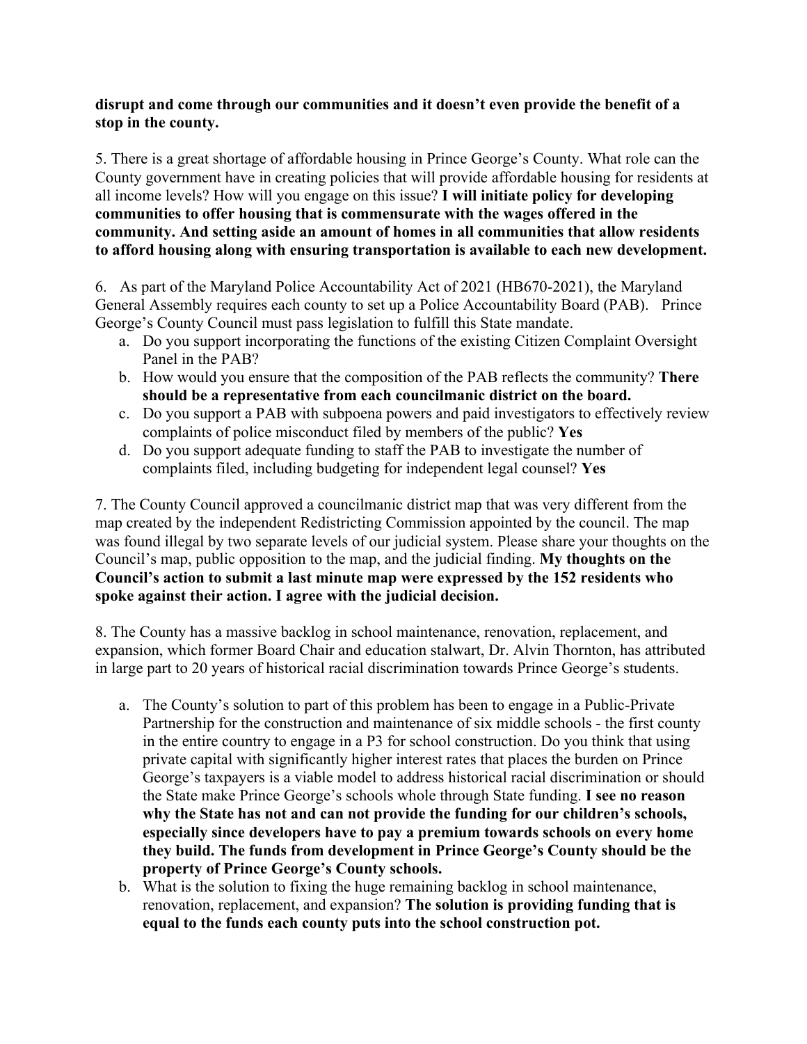**disrupt and come through our communities and it doesn't even provide the benefit of a stop in the county.**

5. There is a great shortage of affordable housing in Prince George's County. What role can the County government have in creating policies that will provide affordable housing for residents at all income levels? How will you engage on this issue? **I will initiate policy for developing communities to offer housing that is commensurate with the wages offered in the community. And setting aside an amount of homes in all communities that allow residents to afford housing along with ensuring transportation is available to each new development.**

6. As part of the Maryland Police Accountability Act of 2021 (HB670-2021), the Maryland General Assembly requires each county to set up a Police Accountability Board (PAB). Prince George's County Council must pass legislation to fulfill this State mandate.

   a. Do you support incorporating the functions of the existing Citizen Complaint Oversight Panel in the PAB?
   b. How would you ensure that the composition of the PAB reflects the community? **There should be a representative from each councilmanic district on the board.**
   c. Do you support a PAB with subpoena powers and paid investigators to effectively review complaints of police misconduct filed by members of the public? **Yes**
   d. Do you support adequate funding to staff the PAB to investigate the number of complaints filed, including budgeting for independent legal counsel? **Yes**

7. The County Council approved a councilmanic district map that was very different from the map created by the independent Redistricting Commission appointed by the council. The map was found illegal by two separate levels of our judicial system. Please share your thoughts on the Council's map, public opposition to the map, and the judicial finding. **My thoughts on the Council's action to submit a last minute map were expressed by the 152 residents who spoke against their action. I agree with the judicial decision.**

8. The County has a massive backlog in school maintenance, renovation, replacement, and expansion, which former Board Chair and education stalwart, Dr. Alvin Thornton, has attributed in large part to 20 years of historical racial discrimination towards Prince George's students.

   a. The County's solution to part of this problem has been to engage in a Public-Private Partnership for the construction and maintenance of six middle schools - the first county in the entire country to engage in a P3 for school construction. Do you think that using private capital with significantly higher interest rates that places the burden on Prince George's taxpayers is a viable model to address historical racial discrimination or should the State make Prince George's schools whole through State funding. **I see no reason why the State has not and can not provide the funding for our children's schools, especially since developers have to pay a premium towards schools on every home they build. The funds from development in Prince George's County should be the property of Prince George's County schools.**
   b. What is the solution to fixing the huge remaining backlog in school maintenance, renovation, replacement, and expansion? **The solution is providing funding that is equal to the funds each county puts into the school construction pot.**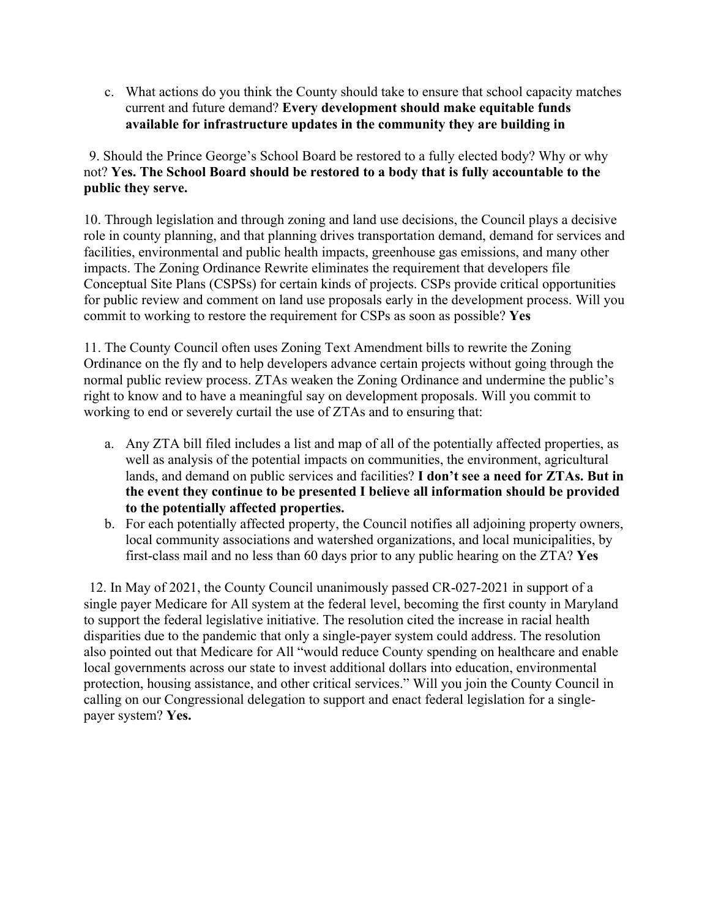c. What actions do you think the County should take to ensure that school capacity matches current and future demand? **Every development should make equitable funds available for infrastructure updates in the community they are building in**

9. Should the Prince George's School Board be restored to a fully elected body? Why or why not? **Yes. The School Board should be restored to a body that is fully accountable to the public they serve.**

10. Through legislation and through zoning and land use decisions, the Council plays a decisive role in county planning, and that planning drives transportation demand, demand for services and facilities, environmental and public health impacts, greenhouse gas emissions, and many other impacts. The Zoning Ordinance Rewrite eliminates the requirement that developers file Conceptual Site Plans (CSPSs) for certain kinds of projects. CSPs provide critical opportunities for public review and comment on land use proposals early in the development process. Will you commit to working to restore the requirement for CSPs as soon as possible? **Yes**

11. The County Council often uses Zoning Text Amendment bills to rewrite the Zoning Ordinance on the fly and to help developers advance certain projects without going through the normal public review process. ZTAs weaken the Zoning Ordinance and undermine the public's right to know and to have a meaningful say on development proposals. Will you commit to working to end or severely curtail the use of ZTAs and to ensuring that:

a. Any ZTA bill filed includes a list and map of all of the potentially affected properties, as well as analysis of the potential impacts on communities, the environment, agricultural lands, and demand on public services and facilities? **I don't see a need for ZTAs. But in the event they continue to be presented I believe all information should be provided to the potentially affected properties.**
b. For each potentially affected property, the Council notifies all adjoining property owners, local community associations and watershed organizations, and local municipalities, by first-class mail and no less than 60 days prior to any public hearing on the ZTA? **Yes**

12. In May of 2021, the County Council unanimously passed CR-027-2021 in support of a single payer Medicare for All system at the federal level, becoming the first county in Maryland to support the federal legislative initiative. The resolution cited the increase in racial health disparities due to the pandemic that only a single-payer system could address. The resolution also pointed out that Medicare for All "would reduce County spending on healthcare and enable local governments across our state to invest additional dollars into education, environmental protection, housing assistance, and other critical services." Will you join the County Council in calling on our Congressional delegation to support and enact federal legislation for a single-payer system? **Yes.**